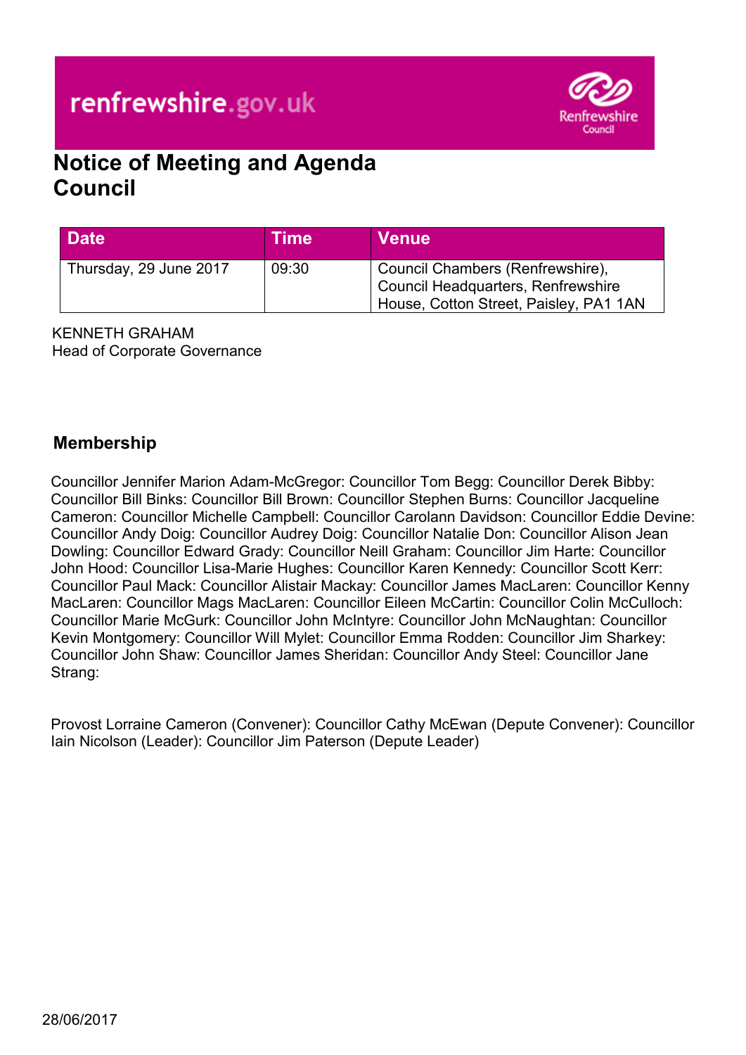renfrewshire.gov.uk

# Notice of Meeting and Agenda
# Council

| Date | Time | Venue |
| --- | --- | --- |
| Thursday, 29 June 2017 | 09:30 | Council Chambers (Renfrewshire), Council Headquarters, Renfrewshire House, Cotton Street, Paisley, PA1 1AN |

KENNETH GRAHAM
Head of Corporate Governance

## Membership

Councillor Jennifer Marion Adam-McGregor: Councillor Tom Begg: Councillor Derek Bibby: Councillor Bill Binks: Councillor Bill Brown: Councillor Stephen Burns: Councillor Jacqueline Cameron: Councillor Michelle Campbell: Councillor Carolann Davidson: Councillor Eddie Devine: Councillor Andy Doig: Councillor Audrey Doig: Councillor Natalie Don: Councillor Alison Jean Dowling: Councillor Edward Grady: Councillor Neill Graham: Councillor Jim Harte: Councillor John Hood: Councillor Lisa-Marie Hughes: Councillor Karen Kennedy: Councillor Scott Kerr: Councillor Paul Mack: Councillor Alistair Mackay: Councillor James MacLaren: Councillor Kenny MacLaren: Councillor Mags MacLaren: Councillor Eileen McCartin: Councillor Colin McCulloch: Councillor Marie McGurk: Councillor John McIntyre: Councillor John McNaughtan: Councillor Kevin Montgomery: Councillor Will Mylet: Councillor Emma Rodden: Councillor Jim Sharkey: Councillor John Shaw: Councillor James Sheridan: Councillor Andy Steel: Councillor Jane Strang:

Provost Lorraine Cameron (Convener): Councillor Cathy McEwan (Depute Convener): Councillor Iain Nicolson (Leader): Councillor Jim Paterson (Depute Leader)

28/06/2017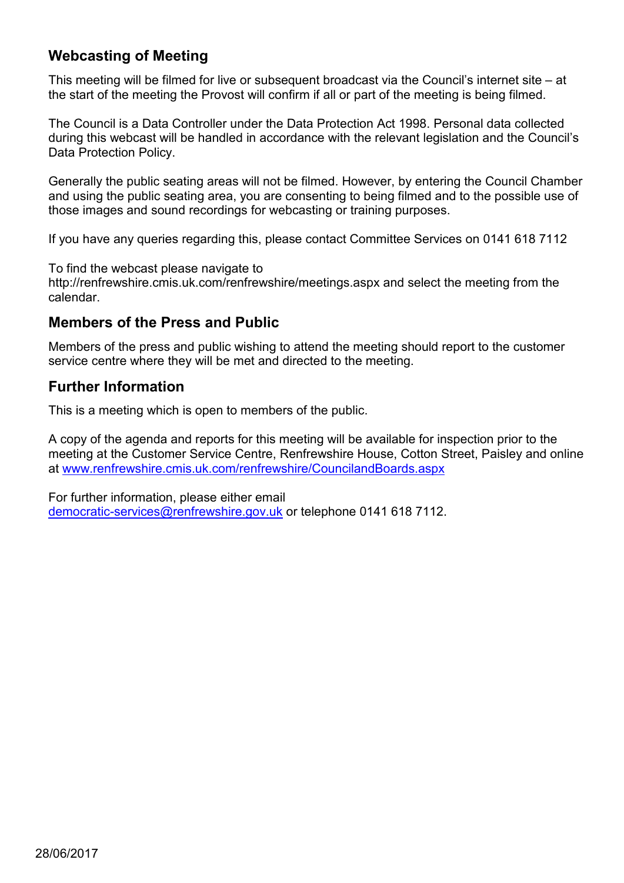## Webcasting of Meeting

This meeting will be filmed for live or subsequent broadcast via the Council's internet site – at the start of the meeting the Provost will confirm if all or part of the meeting is being filmed.

The Council is a Data Controller under the Data Protection Act 1998. Personal data collected during this webcast will be handled in accordance with the relevant legislation and the Council's Data Protection Policy.

Generally the public seating areas will not be filmed. However, by entering the Council Chamber and using the public seating area, you are consenting to being filmed and to the possible use of those images and sound recordings for webcasting or training purposes.

If you have any queries regarding this, please contact Committee Services on 0141 618 7112

To find the webcast please navigate to http://renfrewshire.cmis.uk.com/renfrewshire/meetings.aspx and select the meeting from the calendar.

## Members of the Press and Public

Members of the press and public wishing to attend the meeting should report to the customer service centre where they will be met and directed to the meeting.

## Further Information

This is a meeting which is open to members of the public.

A copy of the agenda and reports for this meeting will be available for inspection prior to the meeting at the Customer Service Centre, Renfrewshire House, Cotton Street, Paisley and online at www.renfrewshire.cmis.uk.com/renfrewshire/CouncilandBoards.aspx

For further information, please either email democratic-services@renfrewshire.gov.uk or telephone 0141 618 7112.

28/06/2017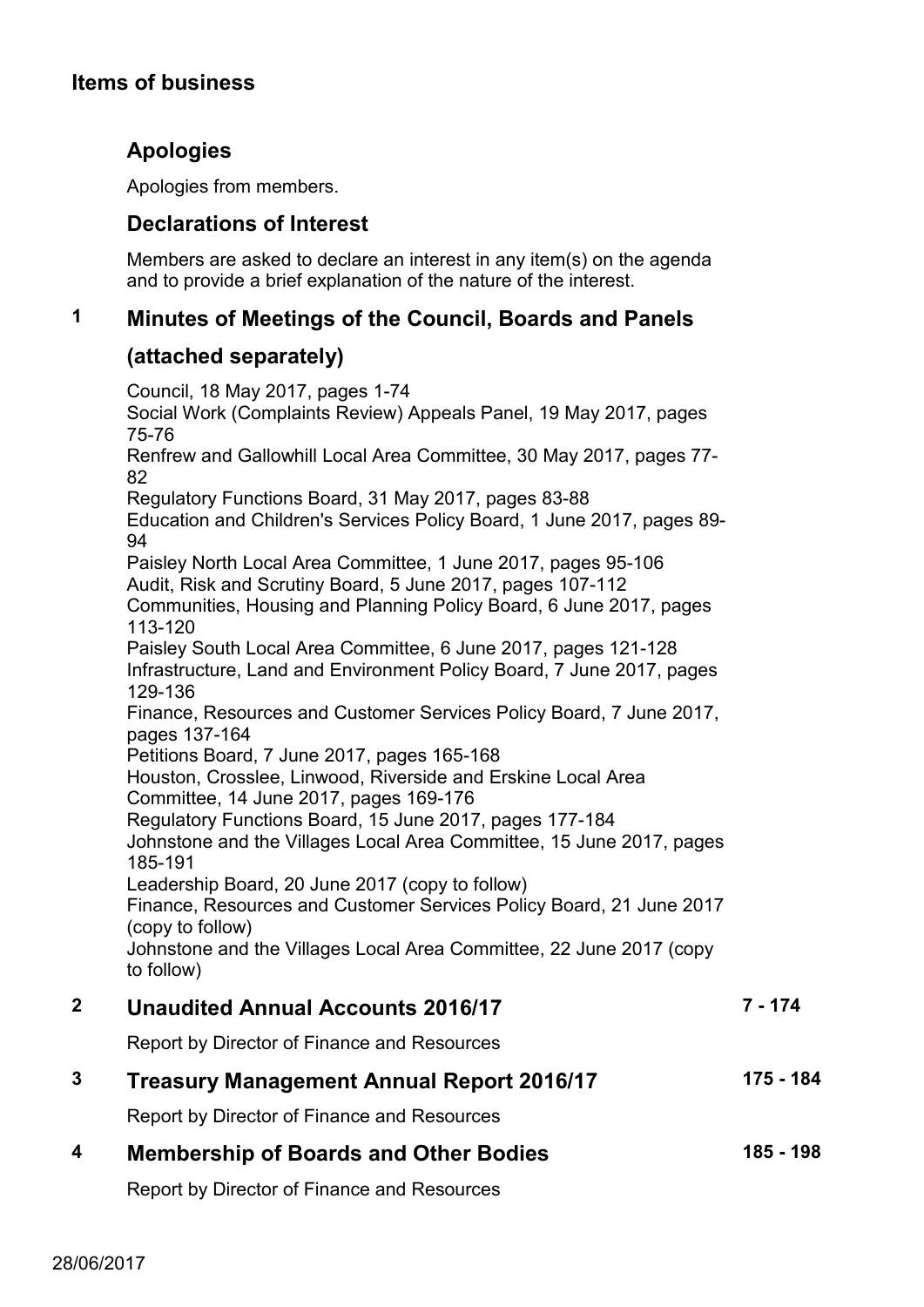# Items of business

## Apologies

Apologies from members.

## Declarations of Interest

Members are asked to declare an interest in any item(s) on the agenda and to provide a brief explanation of the nature of the interest.

## 1 Minutes of Meetings of the Council, Boards and Panels (attached separately)

Council, 18 May 2017, pages 1-74
Social Work (Complaints Review) Appeals Panel, 19 May 2017, pages 75-76
Renfrew and Gallowhill Local Area Committee, 30 May 2017, pages 77-82
Regulatory Functions Board, 31 May 2017, pages 83-88
Education and Children's Services Policy Board, 1 June 2017, pages 89-94
Paisley North Local Area Committee, 1 June 2017, pages 95-106
Audit, Risk and Scrutiny Board, 5 June 2017, pages 107-112
Communities, Housing and Planning Policy Board, 6 June 2017, pages 113-120
Paisley South Local Area Committee, 6 June 2017, pages 121-128
Infrastructure, Land and Environment Policy Board, 7 June 2017, pages 129-136
Finance, Resources and Customer Services Policy Board, 7 June 2017, pages 137-164
Petitions Board, 7 June 2017, pages 165-168
Houston, Crosslee, Linwood, Riverside and Erskine Local Area Committee, 14 June 2017, pages 169-176
Regulatory Functions Board, 15 June 2017, pages 177-184
Johnstone and the Villages Local Area Committee, 15 June 2017, pages 185-191
Leadership Board, 20 June 2017 (copy to follow)
Finance, Resources and Customer Services Policy Board, 21 June 2017 (copy to follow)
Johnstone and the Villages Local Area Committee, 22 June 2017 (copy to follow)

## 2 Unaudited Annual Accounts 2016/17 — 7 - 174

Report by Director of Finance and Resources

## 3 Treasury Management Annual Report 2016/17 — 175 - 184

Report by Director of Finance and Resources

## 4 Membership of Boards and Other Bodies — 185 - 198

Report by Director of Finance and Resources

28/06/2017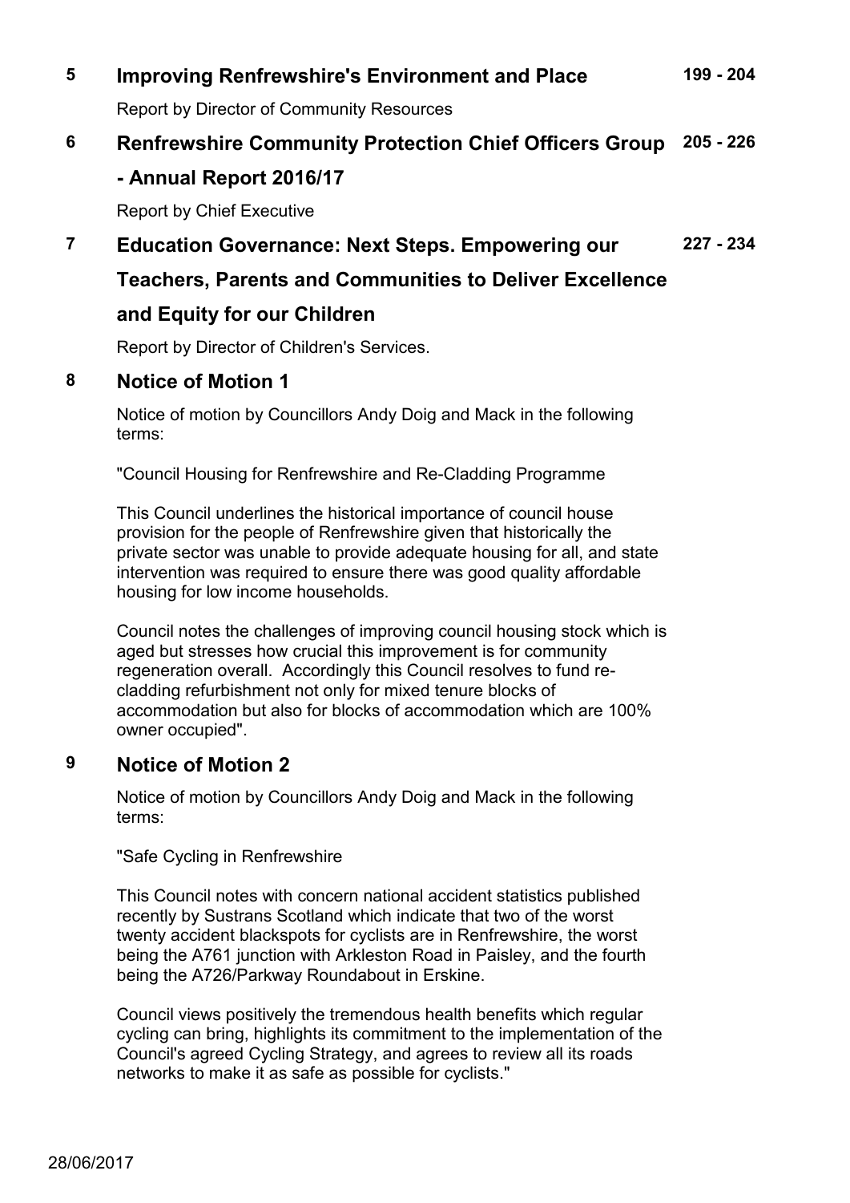## 5 Improving Renfrewshire's Environment and Place — 199 - 204

Report by Director of Community Resources

## 6 Renfrewshire Community Protection Chief Officers Group - Annual Report 2016/17 — 205 - 226

Report by Chief Executive

## 7 Education Governance: Next Steps. Empowering our Teachers, Parents and Communities to Deliver Excellence and Equity for our Children — 227 - 234

Report by Director of Children's Services.

## 8 Notice of Motion 1

Notice of motion by Councillors Andy Doig and Mack in the following terms:

"Council Housing for Renfrewshire and Re-Cladding Programme

This Council underlines the historical importance of council house provision for the people of Renfrewshire given that historically the private sector was unable to provide adequate housing for all, and state intervention was required to ensure there was good quality affordable housing for low income households.

Council notes the challenges of improving council housing stock which is aged but stresses how crucial this improvement is for community regeneration overall. Accordingly this Council resolves to fund re-cladding refurbishment not only for mixed tenure blocks of accommodation but also for blocks of accommodation which are 100% owner occupied".

## 9 Notice of Motion 2

Notice of motion by Councillors Andy Doig and Mack in the following terms:

"Safe Cycling in Renfrewshire

This Council notes with concern national accident statistics published recently by Sustrans Scotland which indicate that two of the worst twenty accident blackspots for cyclists are in Renfrewshire, the worst being the A761 junction with Arkleston Road in Paisley, and the fourth being the A726/Parkway Roundabout in Erskine.

Council views positively the tremendous health benefits which regular cycling can bring, highlights its commitment to the implementation of the Council's agreed Cycling Strategy, and agrees to review all its roads networks to make it as safe as possible for cyclists."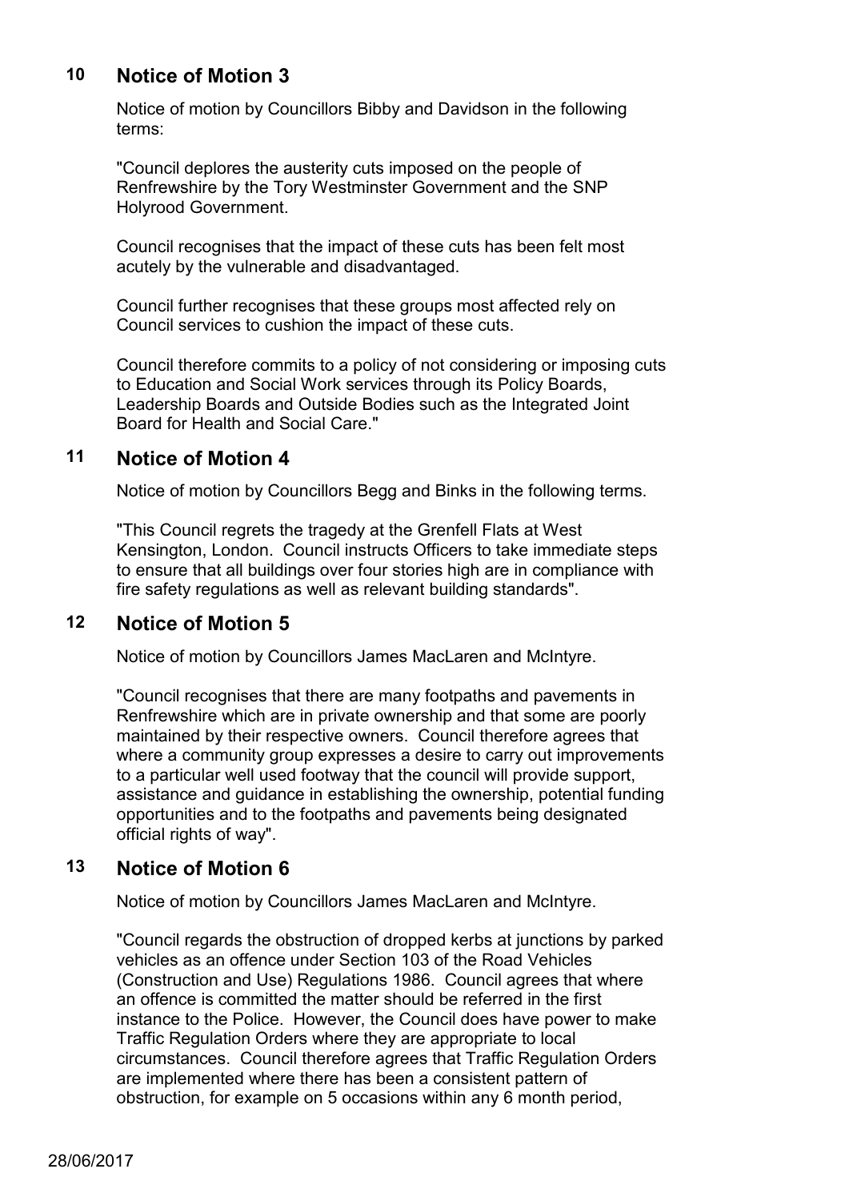## 10 Notice of Motion 3

Notice of motion by Councillors Bibby and Davidson in the following terms:

"Council deplores the austerity cuts imposed on the people of Renfrewshire by the Tory Westminster Government and the SNP Holyrood Government.

Council recognises that the impact of these cuts has been felt most acutely by the vulnerable and disadvantaged.

Council further recognises that these groups most affected rely on Council services to cushion the impact of these cuts.

Council therefore commits to a policy of not considering or imposing cuts to Education and Social Work services through its Policy Boards, Leadership Boards and Outside Bodies such as the Integrated Joint Board for Health and Social Care."

## 11 Notice of Motion 4

Notice of motion by Councillors Begg and Binks in the following terms.

"This Council regrets the tragedy at the Grenfell Flats at West Kensington, London. Council instructs Officers to take immediate steps to ensure that all buildings over four stories high are in compliance with fire safety regulations as well as relevant building standards".

## 12 Notice of Motion 5

Notice of motion by Councillors James MacLaren and McIntyre.

"Council recognises that there are many footpaths and pavements in Renfrewshire which are in private ownership and that some are poorly maintained by their respective owners. Council therefore agrees that where a community group expresses a desire to carry out improvements to a particular well used footway that the council will provide support, assistance and guidance in establishing the ownership, potential funding opportunities and to the footpaths and pavements being designated official rights of way".

## 13 Notice of Motion 6

Notice of motion by Councillors James MacLaren and McIntyre.

"Council regards the obstruction of dropped kerbs at junctions by parked vehicles as an offence under Section 103 of the Road Vehicles (Construction and Use) Regulations 1986. Council agrees that where an offence is committed the matter should be referred in the first instance to the Police. However, the Council does have power to make Traffic Regulation Orders where they are appropriate to local circumstances. Council therefore agrees that Traffic Regulation Orders are implemented where there has been a consistent pattern of obstruction, for example on 5 occasions within any 6 month period,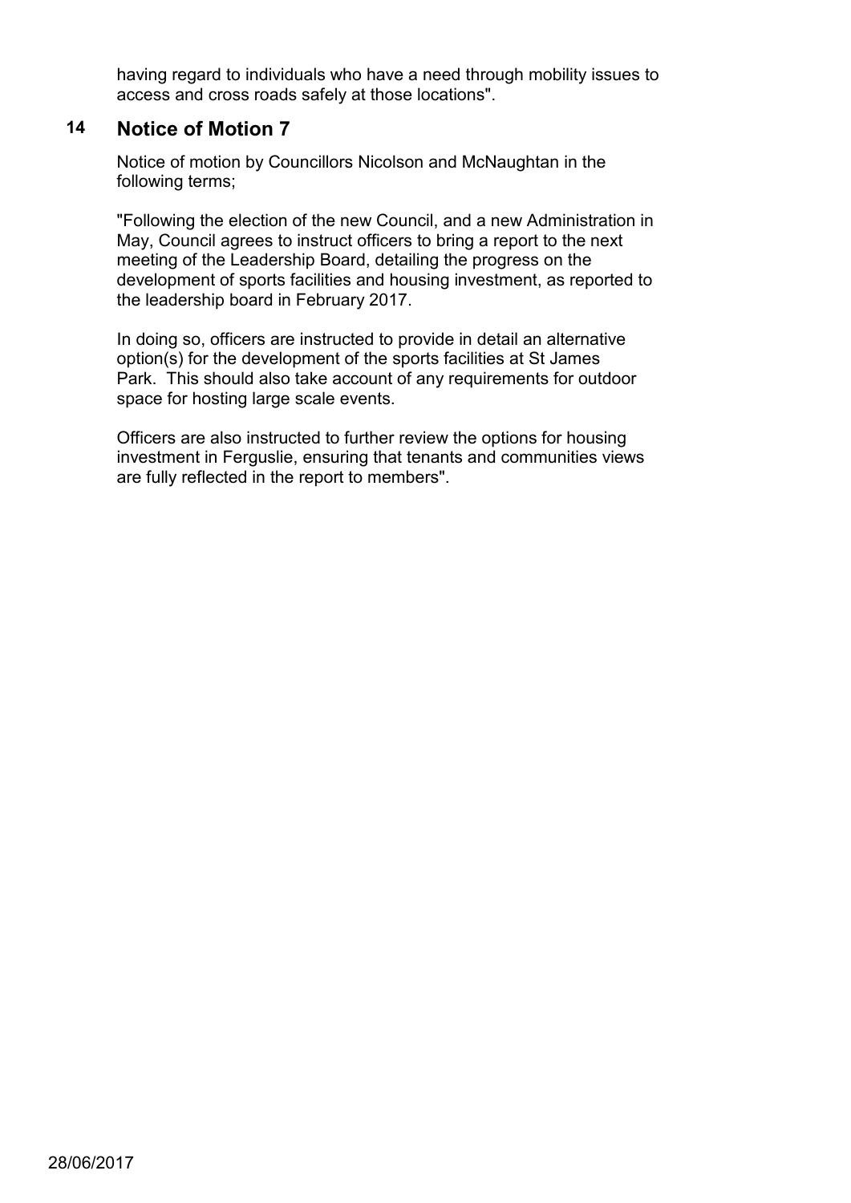having regard to individuals who have a need through mobility issues to access and cross roads safely at those locations".

## 14 Notice of Motion 7

Notice of motion by Councillors Nicolson and McNaughtan in the following terms;

"Following the election of the new Council, and a new Administration in May, Council agrees to instruct officers to bring a report to the next meeting of the Leadership Board, detailing the progress on the development of sports facilities and housing investment, as reported to the leadership board in February 2017.

In doing so, officers are instructed to provide in detail an alternative option(s) for the development of the sports facilities at St James Park. This should also take account of any requirements for outdoor space for hosting large scale events.

Officers are also instructed to further review the options for housing investment in Ferguslie, ensuring that tenants and communities views are fully reflected in the report to members".